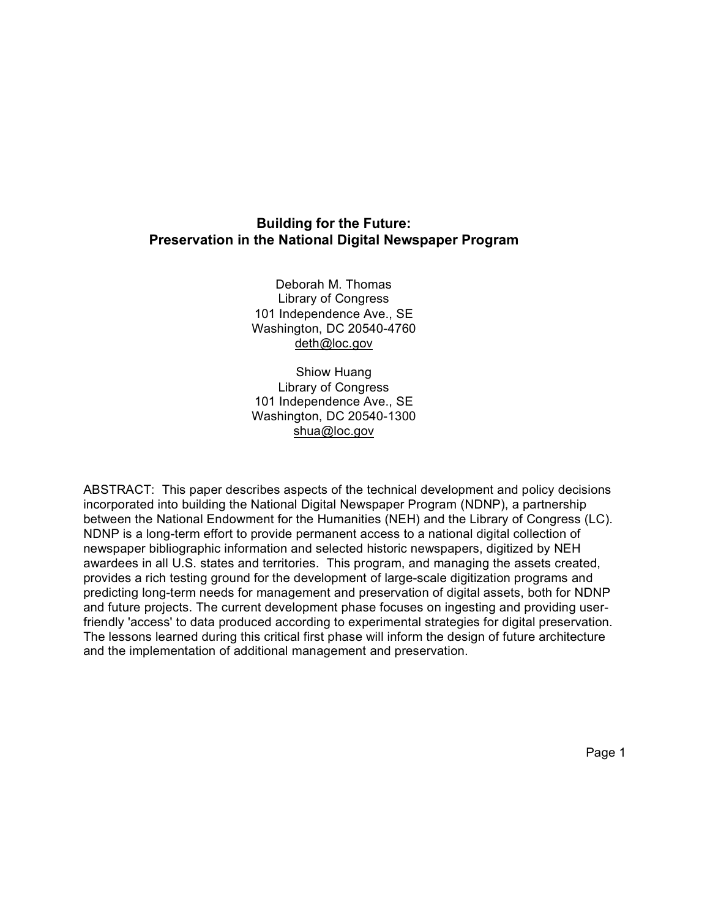# Building for the Future: Preservation in the National Digital Newspaper Program

Deborah M. Thomas
Library of Congress
101 Independence Ave., SE
Washington, DC 20540-4760
deth@loc.gov

Shiow Huang
Library of Congress
101 Independence Ave., SE
Washington, DC 20540-1300
shua@loc.gov

ABSTRACT: This paper describes aspects of the technical development and policy decisions incorporated into building the National Digital Newspaper Program (NDNP), a partnership between the National Endowment for the Humanities (NEH) and the Library of Congress (LC). NDNP is a long-term effort to provide permanent access to a national digital collection of newspaper bibliographic information and selected historic newspapers, digitized by NEH awardees in all U.S. states and territories. This program, and managing the assets created, provides a rich testing ground for the development of large-scale digitization programs and predicting long-term needs for management and preservation of digital assets, both for NDNP and future projects. The current development phase focuses on ingesting and providing user-friendly 'access' to data produced according to experimental strategies for digital preservation. The lessons learned during this critical first phase will inform the design of future architecture and the implementation of additional management and preservation.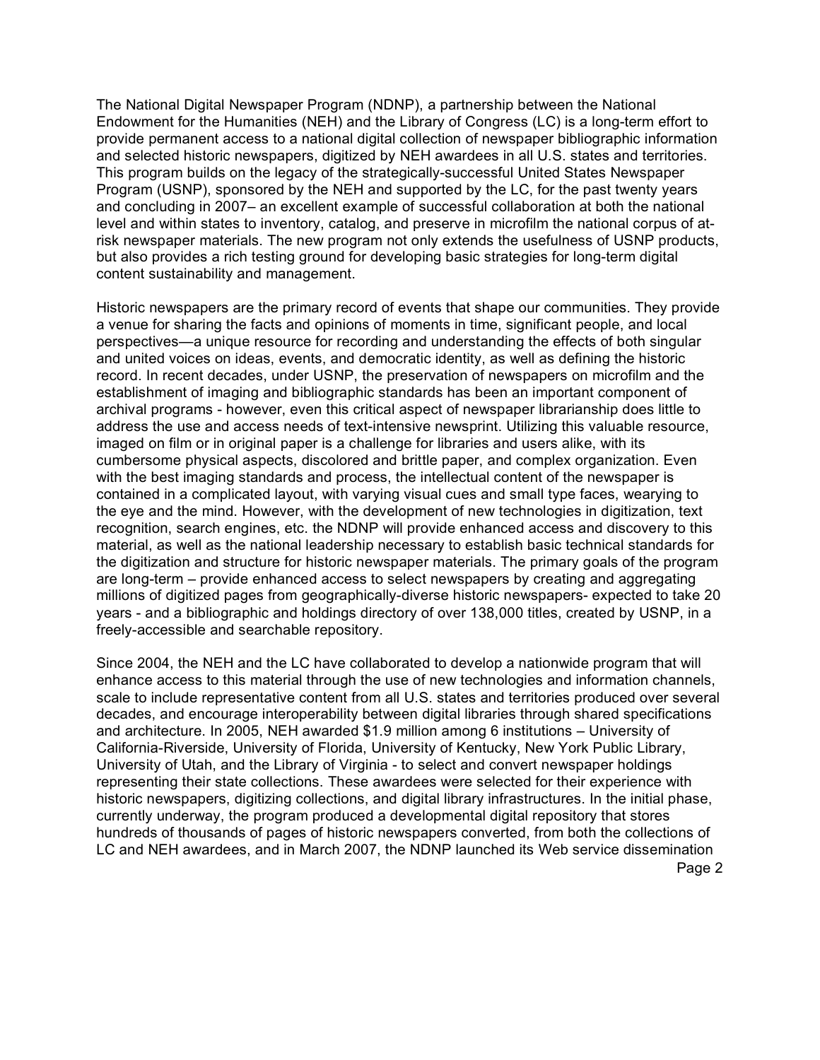The National Digital Newspaper Program (NDNP), a partnership between the National Endowment for the Humanities (NEH) and the Library of Congress (LC) is a long-term effort to provide permanent access to a national digital collection of newspaper bibliographic information and selected historic newspapers, digitized by NEH awardees in all U.S. states and territories. This program builds on the legacy of the strategically-successful United States Newspaper Program (USNP), sponsored by the NEH and supported by the LC, for the past twenty years and concluding in 2007– an excellent example of successful collaboration at both the national level and within states to inventory, catalog, and preserve in microfilm the national corpus of at-risk newspaper materials. The new program not only extends the usefulness of USNP products, but also provides a rich testing ground for developing basic strategies for long-term digital content sustainability and management.

Historic newspapers are the primary record of events that shape our communities. They provide a venue for sharing the facts and opinions of moments in time, significant people, and local perspectives—a unique resource for recording and understanding the effects of both singular and united voices on ideas, events, and democratic identity, as well as defining the historic record. In recent decades, under USNP, the preservation of newspapers on microfilm and the establishment of imaging and bibliographic standards has been an important component of archival programs - however, even this critical aspect of newspaper librarianship does little to address the use and access needs of text-intensive newsprint. Utilizing this valuable resource, imaged on film or in original paper is a challenge for libraries and users alike, with its cumbersome physical aspects, discolored and brittle paper, and complex organization. Even with the best imaging standards and process, the intellectual content of the newspaper is contained in a complicated layout, with varying visual cues and small type faces, wearying to the eye and the mind. However, with the development of new technologies in digitization, text recognition, search engines, etc. the NDNP will provide enhanced access and discovery to this material, as well as the national leadership necessary to establish basic technical standards for the digitization and structure for historic newspaper materials. The primary goals of the program are long-term – provide enhanced access to select newspapers by creating and aggregating millions of digitized pages from geographically-diverse historic newspapers- expected to take 20 years - and a bibliographic and holdings directory of over 138,000 titles, created by USNP, in a freely-accessible and searchable repository.

Since 2004, the NEH and the LC have collaborated to develop a nationwide program that will enhance access to this material through the use of new technologies and information channels, scale to include representative content from all U.S. states and territories produced over several decades, and encourage interoperability between digital libraries through shared specifications and architecture. In 2005, NEH awarded $1.9 million among 6 institutions – University of California-Riverside, University of Florida, University of Kentucky, New York Public Library, University of Utah, and the Library of Virginia - to select and convert newspaper holdings representing their state collections. These awardees were selected for their experience with historic newspapers, digitizing collections, and digital library infrastructures. In the initial phase, currently underway, the program produced a developmental digital repository that stores hundreds of thousands of pages of historic newspapers converted, from both the collections of LC and NEH awardees, and in March 2007, the NDNP launched its Web service dissemination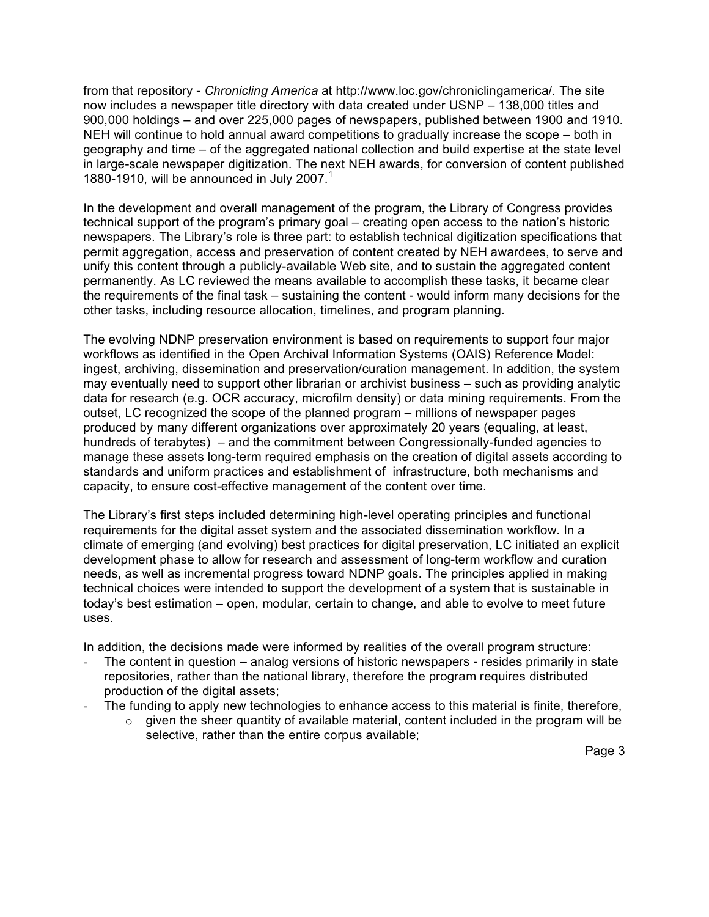from that repository - *Chronicling America* at http://www.loc.gov/chroniclingamerica/. The site now includes a newspaper title directory with data created under USNP – 138,000 titles and 900,000 holdings – and over 225,000 pages of newspapers, published between 1900 and 1910. NEH will continue to hold annual award competitions to gradually increase the scope – both in geography and time – of the aggregated national collection and build expertise at the state level in large-scale newspaper digitization. The next NEH awards, for conversion of content published 1880-1910, will be announced in July 2007.[1]

In the development and overall management of the program, the Library of Congress provides technical support of the program's primary goal – creating open access to the nation's historic newspapers. The Library's role is three part: to establish technical digitization specifications that permit aggregation, access and preservation of content created by NEH awardees, to serve and unify this content through a publicly-available Web site, and to sustain the aggregated content permanently. As LC reviewed the means available to accomplish these tasks, it became clear the requirements of the final task – sustaining the content - would inform many decisions for the other tasks, including resource allocation, timelines, and program planning.

The evolving NDNP preservation environment is based on requirements to support four major workflows as identified in the Open Archival Information Systems (OAIS) Reference Model: ingest, archiving, dissemination and preservation/curation management. In addition, the system may eventually need to support other librarian or archivist business – such as providing analytic data for research (e.g. OCR accuracy, microfilm density) or data mining requirements. From the outset, LC recognized the scope of the planned program – millions of newspaper pages produced by many different organizations over approximately 20 years (equaling, at least, hundreds of terabytes) – and the commitment between Congressionally-funded agencies to manage these assets long-term required emphasis on the creation of digital assets according to standards and uniform practices and establishment of infrastructure, both mechanisms and capacity, to ensure cost-effective management of the content over time.

The Library's first steps included determining high-level operating principles and functional requirements for the digital asset system and the associated dissemination workflow. In a climate of emerging (and evolving) best practices for digital preservation, LC initiated an explicit development phase to allow for research and assessment of long-term workflow and curation needs, as well as incremental progress toward NDNP goals. The principles applied in making technical choices were intended to support the development of a system that is sustainable in today's best estimation – open, modular, certain to change, and able to evolve to meet future uses.

In addition, the decisions made were informed by realities of the overall program structure:

- The content in question – analog versions of historic newspapers - resides primarily in state repositories, rather than the national library, therefore the program requires distributed production of the digital assets;
- The funding to apply new technologies to enhance access to this material is finite, therefore,
  - given the sheer quantity of available material, content included in the program will be selective, rather than the entire corpus available;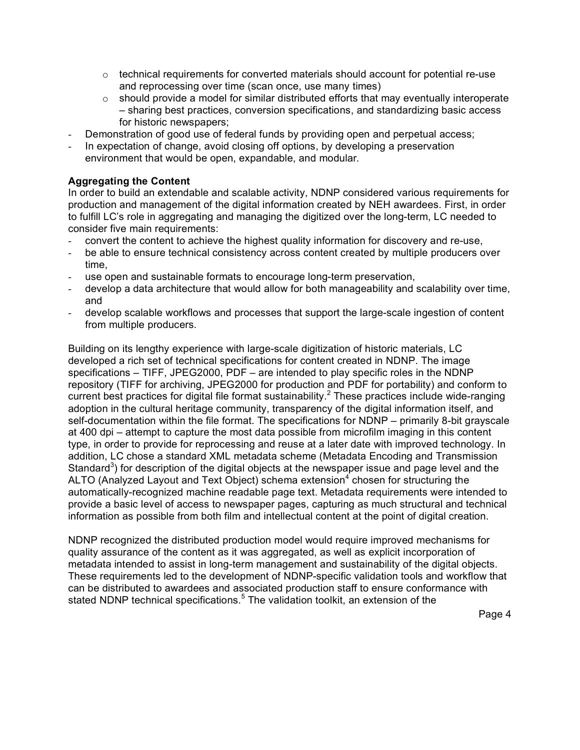- technical requirements for converted materials should account for potential re-use and reprocessing over time (scan once, use many times)
    - should provide a model for similar distributed efforts that may eventually interoperate – sharing best practices, conversion specifications, and standardizing basic access for historic newspapers;
- Demonstration of good use of federal funds by providing open and perpetual access;
- In expectation of change, avoid closing off options, by developing a preservation environment that would be open, expandable, and modular.

**Aggregating the Content**

In order to build an extendable and scalable activity, NDNP considered various requirements for production and management of the digital information created by NEH awardees. First, in order to fulfill LC's role in aggregating and managing the digitized over the long-term, LC needed to consider five main requirements:

- convert the content to achieve the highest quality information for discovery and re-use,
- be able to ensure technical consistency across content created by multiple producers over time,
- use open and sustainable formats to encourage long-term preservation,
- develop a data architecture that would allow for both manageability and scalability over time, and
- develop scalable workflows and processes that support the large-scale ingestion of content from multiple producers.

Building on its lengthy experience with large-scale digitization of historic materials, LC developed a rich set of technical specifications for content created in NDNP. The image specifications – TIFF, JPEG2000, PDF – are intended to play specific roles in the NDNP repository (TIFF for archiving, JPEG2000 for production and PDF for portability) and conform to current best practices for digital file format sustainability.[2] These practices include wide-ranging adoption in the cultural heritage community, transparency of the digital information itself, and self-documentation within the file format. The specifications for NDNP – primarily 8-bit grayscale at 400 dpi – attempt to capture the most data possible from microfilm imaging in this content type, in order to provide for reprocessing and reuse at a later date with improved technology. In addition, LC chose a standard XML metadata scheme (Metadata Encoding and Transmission Standard[3]) for description of the digital objects at the newspaper issue and page level and the ALTO (Analyzed Layout and Text Object) schema extension[4] chosen for structuring the automatically-recognized machine readable page text. Metadata requirements were intended to provide a basic level of access to newspaper pages, capturing as much structural and technical information as possible from both film and intellectual content at the point of digital creation.

NDNP recognized the distributed production model would require improved mechanisms for quality assurance of the content as it was aggregated, as well as explicit incorporation of metadata intended to assist in long-term management and sustainability of the digital objects. These requirements led to the development of NDNP-specific validation tools and workflow that can be distributed to awardees and associated production staff to ensure conformance with stated NDNP technical specifications.[5] The validation toolkit, an extension of the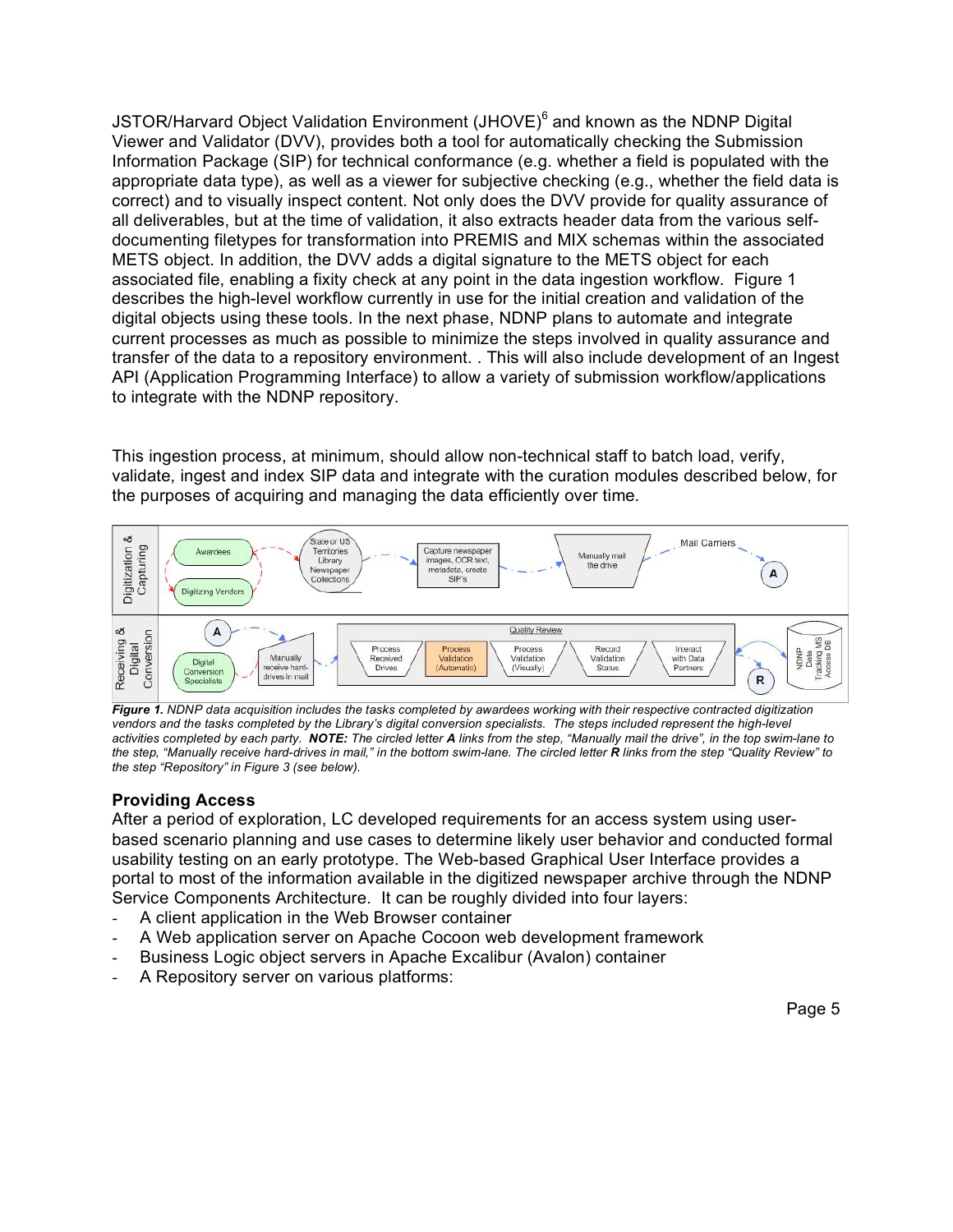JSTOR/Harvard Object Validation Environment (JHOVE)[6] and known as the NDNP Digital Viewer and Validator (DVV), provides both a tool for automatically checking the Submission Information Package (SIP) for technical conformance (e.g. whether a field is populated with the appropriate data type), as well as a viewer for subjective checking (e.g., whether the field data is correct) and to visually inspect content. Not only does the DVV provide for quality assurance of all deliverables, but at the time of validation, it also extracts header data from the various self-documenting filetypes for transformation into PREMIS and MIX schemas within the associated METS object. In addition, the DVV adds a digital signature to the METS object for each associated file, enabling a fixity check at any point in the data ingestion workflow. Figure 1 describes the high-level workflow currently in use for the initial creation and validation of the digital objects using these tools. In the next phase, NDNP plans to automate and integrate current processes as much as possible to minimize the steps involved in quality assurance and transfer of the data to a repository environment. . This will also include development of an Ingest API (Application Programming Interface) to allow a variety of submission workflow/applications to integrate with the NDNP repository.

This ingestion process, at minimum, should allow non-technical staff to batch load, verify, validate, ingest and index SIP data and integrate with the curation modules described below, for the purposes of acquiring and managing the data efficiently over time.

***Figure 1.*** *NDNP data acquisition includes the tasks completed by awardees working with their respective contracted digitization vendors and the tasks completed by the Library's digital conversion specialists. The steps included represent the high-level activities completed by each party.* ***NOTE:*** *The circled letter* ***A*** *links from the step, "Manually mail the drive", in the top swim-lane to the step, "Manually receive hard-drives in mail," in the bottom swim-lane. The circled letter* ***R*** *links from the step "Quality Review" to the step "Repository" in Figure 3 (see below).*

### Providing Access

After a period of exploration, LC developed requirements for an access system using user-based scenario planning and use cases to determine likely user behavior and conducted formal usability testing on an early prototype. The Web-based Graphical User Interface provides a portal to most of the information available in the digitized newspaper archive through the NDNP Service Components Architecture. It can be roughly divided into four layers:

- A client application in the Web Browser container
- A Web application server on Apache Cocoon web development framework
- Business Logic object servers in Apache Excalibur (Avalon) container
- A Repository server on various platforms: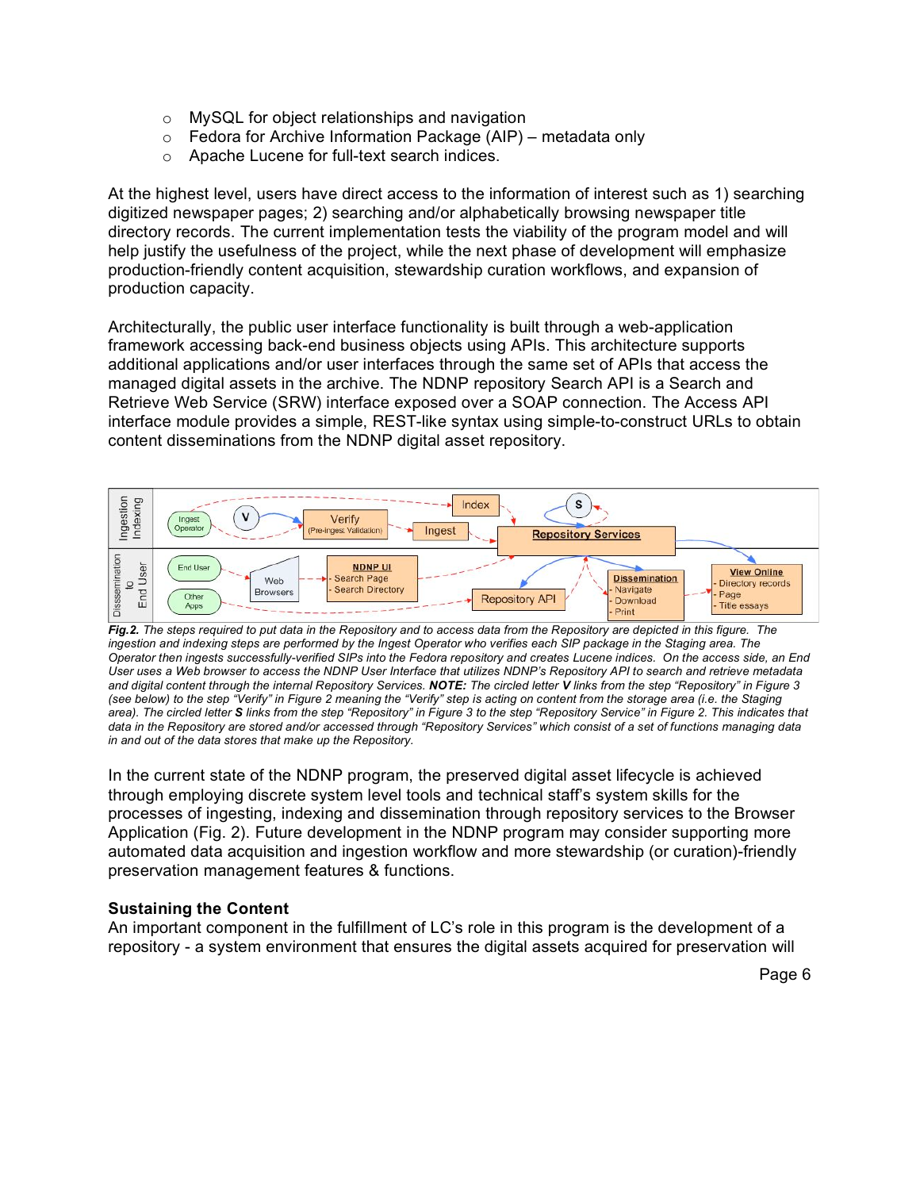- MySQL for object relationships and navigation
- Fedora for Archive Information Package (AIP) – metadata only
- Apache Lucene for full-text search indices.

At the highest level, users have direct access to the information of interest such as 1) searching digitized newspaper pages; 2) searching and/or alphabetically browsing newspaper title directory records. The current implementation tests the viability of the program model and will help justify the usefulness of the project, while the next phase of development will emphasize production-friendly content acquisition, stewardship curation workflows, and expansion of production capacity.

Architecturally, the public user interface functionality is built through a web-application framework accessing back-end business objects using APIs. This architecture supports additional applications and/or user interfaces through the same set of APIs that access the managed digital assets in the archive. The NDNP repository Search API is a Search and Retrieve Web Service (SRW) interface exposed over a SOAP connection. The Access API interface module provides a simple, REST-like syntax using simple-to-construct URLs to obtain content disseminations from the NDNP digital asset repository.

***Fig.2.*** *The steps required to put data in the Repository and to access data from the Repository are depicted in this figure. The ingestion and indexing steps are performed by the Ingest Operator who verifies each SIP package in the Staging area. The Operator then ingests successfully-verified SIPs into the Fedora repository and creates Lucene indices. On the access side, an End User uses a Web browser to access the NDNP User Interface that utilizes NDNP's Repository API to search and retrieve metadata and digital content through the internal Repository Services.* ***NOTE:*** *The circled letter* ***V*** *links from the step "Repository" in Figure 3 (see below) to the step "Verify" in Figure 2 meaning the "Verify" step is acting on content from the storage area (i.e. the Staging area). The circled letter* ***S*** *links from the step "Repository" in Figure 3 to the step "Repository Service" in Figure 2. This indicates that data in the Repository are stored and/or accessed through "Repository Services" which consist of a set of functions managing data in and out of the data stores that make up the Repository.*

In the current state of the NDNP program, the preserved digital asset lifecycle is achieved through employing discrete system level tools and technical staff's system skills for the processes of ingesting, indexing and dissemination through repository services to the Browser Application (Fig. 2). Future development in the NDNP program may consider supporting more automated data acquisition and ingestion workflow and more stewardship (or curation)-friendly preservation management features & functions.

**Sustaining the Content**

An important component in the fulfillment of LC's role in this program is the development of a repository - a system environment that ensures the digital assets acquired for preservation will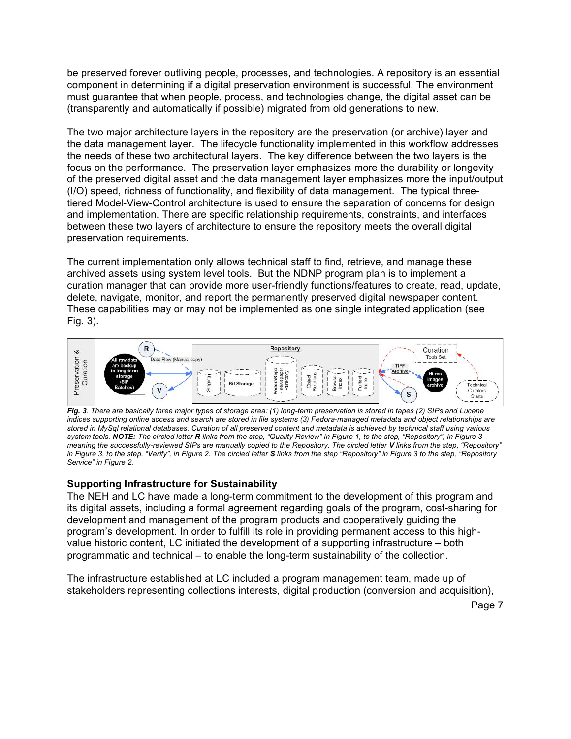be preserved forever outliving people, processes, and technologies. A repository is an essential component in determining if a digital preservation environment is successful. The environment must guarantee that when people, process, and technologies change, the digital asset can be (transparently and automatically if possible) migrated from old generations to new.

The two major architecture layers in the repository are the preservation (or archive) layer and the data management layer. The lifecycle functionality implemented in this workflow addresses the needs of these two architectural layers. The key difference between the two layers is the focus on the performance. The preservation layer emphasizes more the durability or longevity of the preserved digital asset and the data management layer emphasizes more the input/output (I/O) speed, richness of functionality, and flexibility of data management. The typical three-tiered Model-View-Control architecture is used to ensure the separation of concerns for design and implementation. There are specific relationship requirements, constraints, and interfaces between these two layers of architecture to ensure the repository meets the overall digital preservation requirements.

The current implementation only allows technical staff to find, retrieve, and manage these archived assets using system level tools. But the NDNP program plan is to implement a curation manager that can provide more user-friendly functions/features to create, read, update, delete, navigate, monitor, and report the permanently preserved digital newspaper content. These capabilities may or may not be implemented as one single integrated application (see Fig. 3).

***Fig. 3**. There are basically three major types of storage area: (1) long-term preservation is stored in tapes (2) SIPs and Lucene indices supporting online access and search are stored in file systems (3) Fedora-managed metadata and object relationships are stored in MySql relational databases. Curation of all preserved content and metadata is achieved by technical staff using various system tools. **NOTE:** The circled letter **R** links from the step, "Quality Review" in Figure 1, to the step, "Repository", in Figure 3 meaning the successfully-reviewed SIPs are manually copied to the Repository. The circled letter **V** links from the step, "Repository" in Figure 3, to the step, "Verify", in Figure 2. The circled letter **S** links from the step "Repository" in Figure 3 to the step, "Repository Service" in Figure 2.*

### Supporting Infrastructure for Sustainability

The NEH and LC have made a long-term commitment to the development of this program and its digital assets, including a formal agreement regarding goals of the program, cost-sharing for development and management of the program products and cooperatively guiding the program's development. In order to fulfill its role in providing permanent access to this high-value historic content, LC initiated the development of a supporting infrastructure – both programmatic and technical – to enable the long-term sustainability of the collection.

The infrastructure established at LC included a program management team, made up of stakeholders representing collections interests, digital production (conversion and acquisition),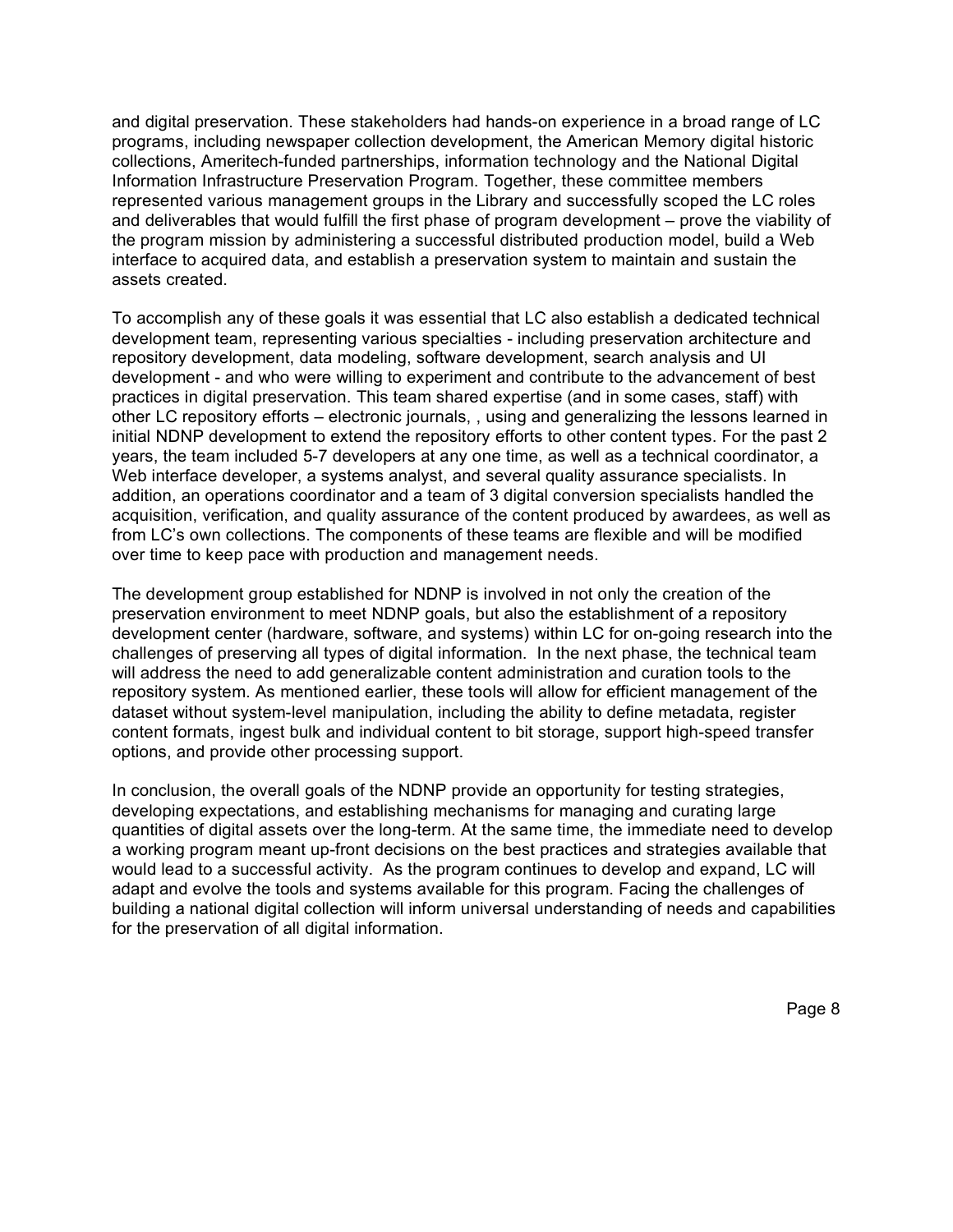and digital preservation. These stakeholders had hands-on experience in a broad range of LC programs, including newspaper collection development, the American Memory digital historic collections, Ameritech-funded partnerships, information technology and the National Digital Information Infrastructure Preservation Program. Together, these committee members represented various management groups in the Library and successfully scoped the LC roles and deliverables that would fulfill the first phase of program development – prove the viability of the program mission by administering a successful distributed production model, build a Web interface to acquired data, and establish a preservation system to maintain and sustain the assets created.

To accomplish any of these goals it was essential that LC also establish a dedicated technical development team, representing various specialties - including preservation architecture and repository development, data modeling, software development, search analysis and UI development - and who were willing to experiment and contribute to the advancement of best practices in digital preservation. This team shared expertise (and in some cases, staff) with other LC repository efforts – electronic journals, , using and generalizing the lessons learned in initial NDNP development to extend the repository efforts to other content types. For the past 2 years, the team included 5-7 developers at any one time, as well as a technical coordinator, a Web interface developer, a systems analyst, and several quality assurance specialists. In addition, an operations coordinator and a team of 3 digital conversion specialists handled the acquisition, verification, and quality assurance of the content produced by awardees, as well as from LC's own collections. The components of these teams are flexible and will be modified over time to keep pace with production and management needs.

The development group established for NDNP is involved in not only the creation of the preservation environment to meet NDNP goals, but also the establishment of a repository development center (hardware, software, and systems) within LC for on-going research into the challenges of preserving all types of digital information. In the next phase, the technical team will address the need to add generalizable content administration and curation tools to the repository system. As mentioned earlier, these tools will allow for efficient management of the dataset without system-level manipulation, including the ability to define metadata, register content formats, ingest bulk and individual content to bit storage, support high-speed transfer options, and provide other processing support.

In conclusion, the overall goals of the NDNP provide an opportunity for testing strategies, developing expectations, and establishing mechanisms for managing and curating large quantities of digital assets over the long-term. At the same time, the immediate need to develop a working program meant up-front decisions on the best practices and strategies available that would lead to a successful activity. As the program continues to develop and expand, LC will adapt and evolve the tools and systems available for this program. Facing the challenges of building a national digital collection will inform universal understanding of needs and capabilities for the preservation of all digital information.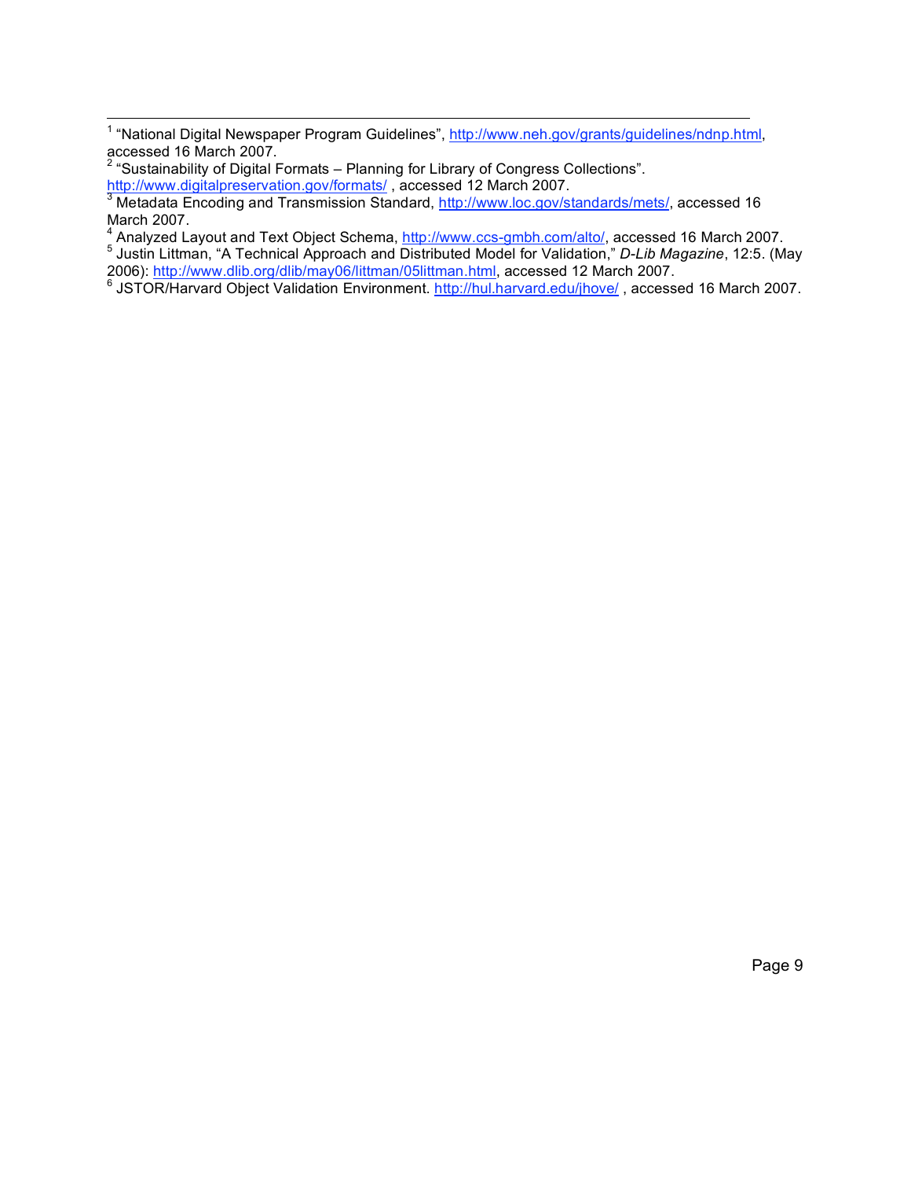---

[1] "National Digital Newspaper Program Guidelines", http://www.neh.gov/grants/guidelines/ndnp.html, accessed 16 March 2007.

[2] "Sustainability of Digital Formats – Planning for Library of Congress Collections". http://www.digitalpreservation.gov/formats/ , accessed 12 March 2007.

[3] Metadata Encoding and Transmission Standard, http://www.loc.gov/standards/mets/, accessed 16 March 2007.

[4] Analyzed Layout and Text Object Schema, http://www.ccs-gmbh.com/alto/, accessed 16 March 2007.

[5] Justin Littman, "A Technical Approach and Distributed Model for Validation," *D-Lib Magazine*, 12:5. (May 2006): http://www.dlib.org/dlib/may06/littman/05littman.html, accessed 12 March 2007.

[6] JSTOR/Harvard Object Validation Environment. http://hul.harvard.edu/jhove/ , accessed 16 March 2007.